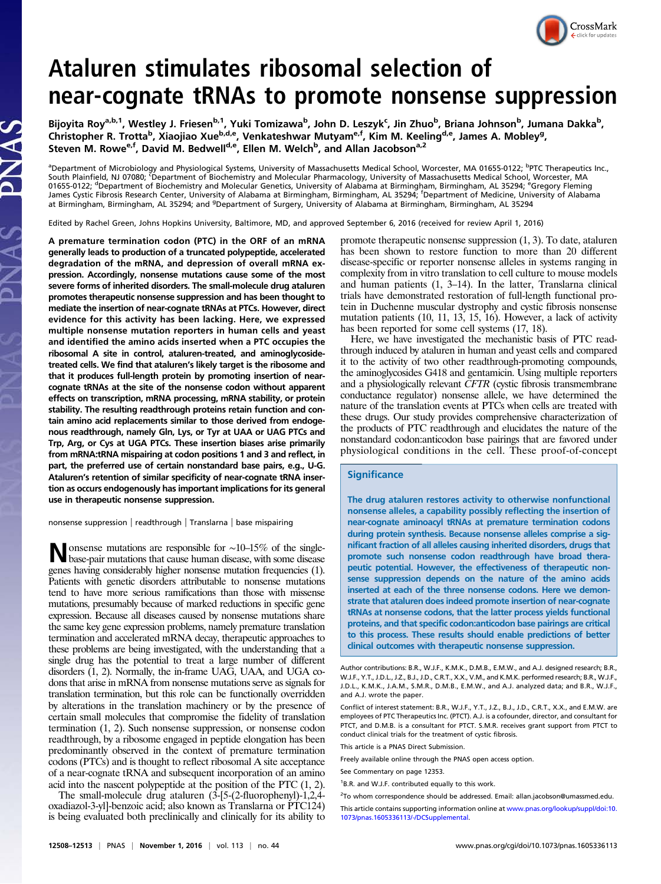# Ataluren stimulates ribosomal selection of near-cognate tRNAs to promote nonsense suppression

Bijoyita Roy[a,b,1], Westley J. Friesen[b,1], Yuki Tomizawa[b], John D. Leszyk[c], Jin Zhuo[b], Briana Johnson[b], Jumana Dakka[b], Christopher R. Trotta[b], Xiaojiao Xue[b,d,e], Venkateshwar Mutyam[e,f], Kim M. Keeling[d,e], James A. Mobley[g], Steven M. Rowe[e,f], David M. Bedwell[d,e], Ellen M. Welch[b], and Allan Jacobson[a,2]

[a]Department of Microbiology and Physiological Systems, University of Massachusetts Medical School, Worcester, MA 01655-0122; [b]PTC Therapeutics Inc., South Plainfield, NJ 07080; [c]Department of Biochemistry and Molecular Pharmacology, University of Massachusetts Medical School, Worcester, MA 01655-0122; [d]Department of Biochemistry and Molecular Genetics, University of Alabama at Birmingham, Birmingham, AL 35294; [e]Gregory Fleming James Cystic Fibrosis Research Center, University of Alabama at Birmingham, Birmingham, AL 35294; [f]Department of Medicine, University of Alabama at Birmingham, Birmingham, AL 35294; and [g]Department of Surgery, University of Alabama at Birmingham, Birmingham, AL 35294

Edited by Rachel Green, Johns Hopkins University, Baltimore, MD, and approved September 6, 2016 (received for review April 1, 2016)

**A premature termination codon (PTC) in the ORF of an mRNA generally leads to production of a truncated polypeptide, accelerated degradation of the mRNA, and depression of overall mRNA expression. Accordingly, nonsense mutations cause some of the most severe forms of inherited disorders. The small-molecule drug ataluren promotes therapeutic nonsense suppression and has been thought to mediate the insertion of near-cognate tRNAs at PTCs. However, direct evidence for this activity has been lacking. Here, we expressed multiple nonsense mutation reporters in human cells and yeast and identified the amino acids inserted when a PTC occupies the ribosomal A site in control, ataluren-treated, and aminoglycoside-treated cells. We find that ataluren's likely target is the ribosome and that it produces full-length protein by promoting insertion of near-cognate tRNAs at the site of the nonsense codon without apparent effects on transcription, mRNA processing, mRNA stability, or protein stability. The resulting readthrough proteins retain function and contain amino acid replacements similar to those derived from endogenous readthrough, namely Gln, Lys, or Tyr at UAA or UAG PTCs and Trp, Arg, or Cys at UGA PTCs. These insertion biases arise primarily from mRNA:tRNA mispairing at codon positions 1 and 3 and reflect, in part, the preferred use of certain nonstandard base pairs, e.g., U-G. Ataluren's retention of similar specificity of near-cognate tRNA insertion as occurs endogenously has important implications for its general use in therapeutic nonsense suppression.**

nonsense suppression | readthrough | Translarna | base mispairing

Nonsense mutations are responsible for ~10–15% of the single-base-pair mutations that cause human disease, with some disease genes having considerably higher nonsense mutation frequencies (1). Patients with genetic disorders attributable to nonsense mutations tend to have more serious ramifications than those with missense mutations, presumably because of marked reductions in specific gene expression. Because all diseases caused by nonsense mutations share the same key gene expression problems, namely premature translation termination and accelerated mRNA decay, therapeutic approaches to these problems are being investigated, with the understanding that a single drug has the potential to treat a large number of different disorders (1, 2). Normally, the in-frame UAG, UAA, and UGA codons that arise in mRNA from nonsense mutations serve as signals for translation termination, but this role can be functionally overridden by alterations in the translation machinery or by the presence of certain small molecules that compromise the fidelity of translation termination (1, 2). Such nonsense suppression, or nonsense codon readthrough, by a ribosome engaged in peptide elongation has been predominantly observed in the context of premature termination codons (PTCs) and is thought to reflect ribosomal A site acceptance of a near-cognate tRNA and subsequent incorporation of an amino acid into the nascent polypeptide at the position of the PTC (1, 2).

The small-molecule drug ataluren (3-[5-(2-fluorophenyl)-1,2,4-oxadiazol-3-yl]-benzoic acid; also known as Translarna or PTC124) is being evaluated both preclinically and clinically for its ability to promote therapeutic nonsense suppression (1, 3). To date, ataluren has been shown to restore function to more than 20 different disease-specific or reporter nonsense alleles in systems ranging in complexity from in vitro translation to cell culture to mouse models and human patients (1, 3–14). In the latter, Translarna clinical trials have demonstrated restoration of full-length functional protein in Duchenne muscular dystrophy and cystic fibrosis nonsense mutation patients (10, 11, 13, 15, 16). However, a lack of activity has been reported for some cell systems (17, 18).

Here, we have investigated the mechanistic basis of PTC readthrough induced by ataluren in human and yeast cells and compared it to the activity of two other readthrough-promoting compounds, the aminoglycosides G418 and gentamicin. Using multiple reporters and a physiologically relevant *CFTR* (cystic fibrosis transmembrane conductance regulator) nonsense allele, we have determined the nature of the translation events at PTCs when cells are treated with these drugs. Our study provides comprehensive characterization of the products of PTC readthrough and elucidates the nature of the nonstandard codon:anticodon base pairings that are favored under physiological conditions in the cell. These proof-of-concept

## Significance

The drug ataluren restores activity to otherwise nonfunctional nonsense alleles, a capability possibly reflecting the insertion of near-cognate aminoacyl tRNAs at premature termination codons during protein synthesis. Because nonsense alleles comprise a significant fraction of all alleles causing inherited disorders, drugs that promote such nonsense codon readthrough have broad therapeutic potential. However, the effectiveness of therapeutic nonsense suppression depends on the nature of the amino acids inserted at each of the three nonsense codons. Here we demonstrate that ataluren does indeed promote insertion of near-cognate tRNAs at nonsense codons, that the latter process yields functional proteins, and that specific codon:anticodon base pairings are critical to this process. These results should enable predictions of better clinical outcomes with therapeutic nonsense suppression.

Author contributions: B.R., W.J.F., K.M.K., D.M.B., E.M.W., and A.J. designed research; B.R., W.J.F., Y.T., J.D.L., J.Z., B.J., J.D., C.R.T., X.X., V.M., and K.M.K. performed research; B.R., W.J.F., J.D.L., K.M.K., J.A.M., S.M.R., D.M.B., E.M.W., and A.J. analyzed data; and B.R., W.J.F., and A.J. wrote the paper.

Conflict of interest statement: B.R., W.J.F., Y.T., J.Z., B.J., J.D., C.R.T., X.X., and E.M.W. are employees of PTC Therapeutics Inc. (PTCT). A.J. is a cofounder, director, and consultant for PTCT, and D.M.B. is a consultant for PTCT. S.M.R. receives grant support from PTCT to conduct clinical trials for the treatment of cystic fibrosis.

This article is a PNAS Direct Submission.

Freely available online through the PNAS open access option.

See Commentary on page 12353.

[1]B.R. and W.J.F. contributed equally to this work.

[2]To whom correspondence should be addressed. Email: allan.jacobson@umassmed.edu.

This article contains supporting information online at www.pnas.org/lookup/suppl/doi:10.1073/pnas.1605336113/-/DCSupplemental.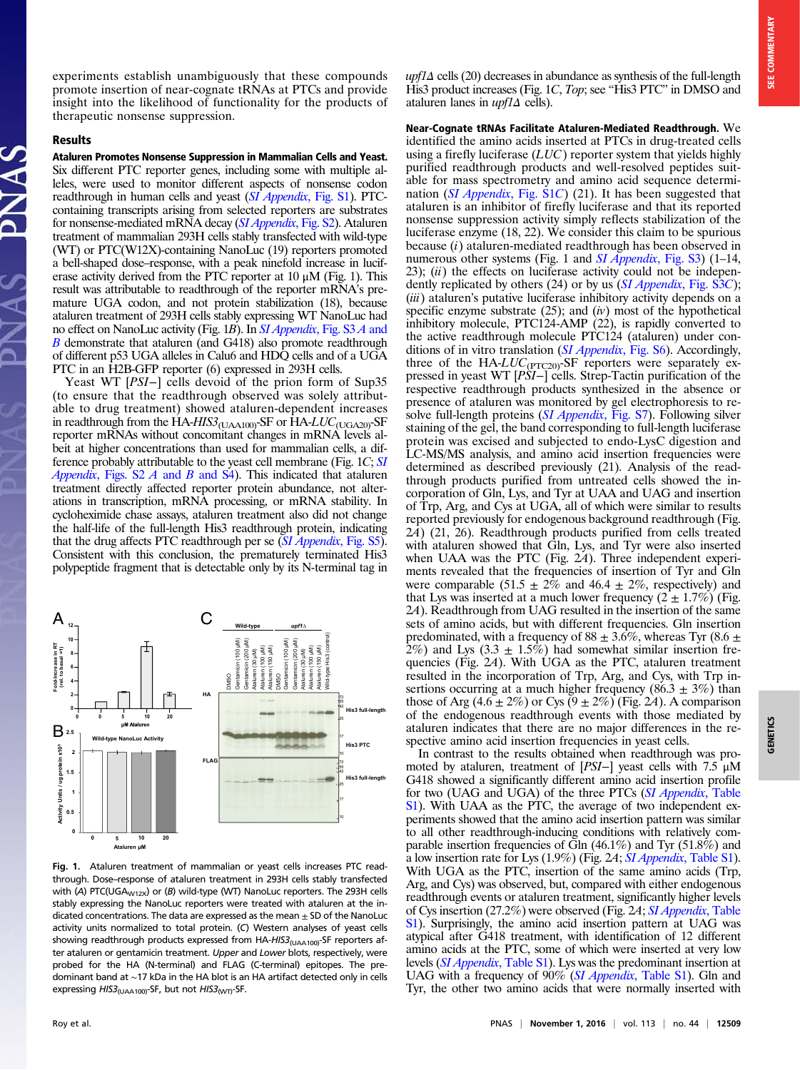experiments establish unambiguously that these compounds promote insertion of near-cognate tRNAs at PTCs and provide insight into the likelihood of functionality for the products of therapeutic nonsense suppression.

## Results

**Ataluren Promotes Nonsense Suppression in Mammalian Cells and Yeast.** Six different PTC reporter genes, including some with multiple alleles, were used to monitor different aspects of nonsense codon readthrough in human cells and yeast (*SI Appendix*, Fig. S1). PTC-containing transcripts arising from selected reporters are substrates for nonsense-mediated mRNA decay (*SI Appendix*, Fig. S2). Ataluren treatment of mammalian 293H cells stably transfected with wild-type (WT) or PTC(W12X)-containing NanoLuc (19) reporters promoted a bell-shaped dose–response, with a peak ninefold increase in luciferase activity derived from the PTC reporter at 10 μM (Fig. 1). This result was attributable to readthrough of the reporter mRNA's premature UGA codon, and not protein stabilization (18), because ataluren treatment of 293H cells stably expressing WT NanoLuc had no effect on NanoLuc activity (Fig. 1*B*). In *SI Appendix*, Fig. S3 *A* and *B* demonstrate that ataluren (and G418) also promote readthrough of different p53 UGA alleles in Calu6 and HDQ cells and of a UGA PTC in an H2B-GFP reporter (6) expressed in 293H cells.

Yeast WT [*PSI*−] cells devoid of the prion form of Sup35 (to ensure that the readthrough observed was solely attributable to drug treatment) showed ataluren-dependent increases in readthrough from the HA-$HIS3_{(UAA100)}$-SF or HA-$LUC_{(UGA20)}$-SF reporter mRNAs without concomitant changes in mRNA levels albeit at higher concentrations than used for mammalian cells, a difference probably attributable to the yeast cell membrane (Fig. 1*C*; *SI Appendix*, Figs. S2 *A* and *B* and S4). This indicated that ataluren treatment directly affected reporter protein abundance, not alterations in transcription, mRNA processing, or mRNA stability. In cycloheximide chase assays, ataluren treatment also did not change the half-life of the full-length His3 readthrough protein, indicating that the drug affects PTC readthrough per se (*SI Appendix*, Fig. S5). Consistent with this conclusion, the prematurely terminated His3 polypeptide fragment that is detectable only by its N-terminal tag in *upf1Δ* cells (20) decreases in abundance as synthesis of the full-length His3 product increases (Fig. 1*C*, *Top*; see "His3 PTC" in DMSO and ataluren lanes in *upf1Δ* cells).

A
Fold-increase in RT (rel. to basal =1)
12
10
8
6
4
2
0
0 0 5 10 20
μM Ataluren

B
2.5
Wild-type NanoLuc Activity
Activity Units / ug protein x10⁶
2
1.5
1
0.5
0
0 5 10 20
Ataluren μM

C
Wild-type
upf1Δ
DMSO
Gentamicin (100 μM)
Gentamicin (200 μM)
Ataluren (30 μM)
Ataluren (100 μM)
Ataluren (150 μM)
DMSO
Gentamicin (100 μM)
Gentamicin (200 μM)
Ataluren (30 μM)
Ataluren (100 μM)
Ataluren (150 μM)
Wild-type His3 (control)
HA
His3 full-length
His3 PTC
FLAG
His3 full-length
72
55
42
25
17
10
72
55
42
25
17
10

Fig. 1. Ataluren treatment of mammalian or yeast cells increases PTC readthrough. Dose–response of ataluren treatment in 293H cells stably transfected with (*A*) PTC($UGA_{W12X}$) or (*B*) wild-type (WT) NanoLuc reporters. The 293H cells stably expressing the NanoLuc reporters were treated with ataluren at the indicated concentrations. The data are expressed as the mean ± SD of the NanoLuc activity units normalized to total protein. (*C*) Western analyses of yeast cells showing readthrough products expressed from HA-$HIS3_{(UAA100)}$-SF reporters after ataluren or gentamicin treatment. *Upper* and *Lower* blots, respectively, were probed for the HA (N-terminal) and FLAG (C-terminal) epitopes. The predominant band at ∼17 kDa in the HA blot is an HA artifact detected only in cells expressing $HIS3_{(UAA100)}$-SF, but not $HIS3_{(WT)}$-SF.

**Near-Cognate tRNAs Facilitate Ataluren-Mediated Readthrough.** We identified the amino acids inserted at PTCs in drug-treated cells using a firefly luciferase (*LUC*) reporter system that yields highly purified readthrough products and well-resolved peptides suitable for mass spectrometry and amino acid sequence determination (*SI Appendix*, Fig. S1*C*) (21). It has been suggested that ataluren is an inhibitor of firefly luciferase and that its reported nonsense suppression activity simply reflects stabilization of the luciferase enzyme (18, 22). We consider this claim to be spurious because (*i*) ataluren-mediated readthrough has been observed in numerous other systems (Fig. 1 and *SI Appendix*, Fig. S3) (1–14, 23); (*ii*) the effects on luciferase activity could not be independently replicated by others (24) or by us (*SI Appendix*, Fig. S3*C*); (*iii*) ataluren's putative luciferase inhibitory activity depends on a specific enzyme substrate (25); and (*iv*) most of the hypothetical inhibitory molecule, PTC124-AMP (22), is rapidly converted to the active readthrough molecule PTC124 (ataluren) under conditions of in vitro translation (*SI Appendix*, Fig. S6). Accordingly, three of the HA-$LUC_{(PTC20)}$-SF reporters were separately expressed in yeast WT [*PSI*−] cells. Strep-Tactin purification of the respective readthrough products synthesized in the absence or presence of ataluren was monitored by gel electrophoresis to resolve full-length proteins (*SI Appendix*, Fig. S7). Following silver staining of the gel, the band corresponding to full-length luciferase protein was excised and subjected to endo-LysC digestion and LC-MS/MS analysis, and amino acid insertion frequencies were determined as described previously (21). Analysis of the readthrough products purified from untreated cells showed the incorporation of Gln, Lys, and Tyr at UAA and UAG and insertion of Trp, Arg, and Cys at UGA, all of which were similar to results reported previously for endogenous background readthrough (Fig. 2*A*) (21, 26). Readthrough products purified from cells treated with ataluren showed that Gln, Lys, and Tyr were also inserted when UAA was the PTC (Fig. 2*A*). Three independent experiments revealed that the frequencies of insertion of Tyr and Gln were comparable (51.5 ± 2% and 46.4 ± 2%, respectively) and that Lys was inserted at a much lower frequency (2 ± 1.7%) (Fig. 2*A*). Readthrough from UAG resulted in the insertion of the same sets of amino acids, but with different frequencies. Gln insertion predominated, with a frequency of 88 ± 3.6%, whereas Tyr (8.6 ± 2%) and Lys (3.3 ± 1.5%) had somewhat similar insertion frequencies (Fig. 2*A*). With UGA as the PTC, ataluren treatment resulted in the incorporation of Trp, Arg, and Cys, with Trp insertions occurring at a much higher frequency (86.3 ± 3%) than those of Arg (4.6 ± 2%) or Cys (9 ± 2%) (Fig. 2*A*). A comparison of the endogenous readthrough events with those mediated by ataluren indicates that there are no major differences in the respective amino acid insertion frequencies in yeast cells.

In contrast to the results obtained when readthrough was promoted by ataluren, treatment of [*PSI*−] yeast cells with 7.5 μM G418 showed a significantly different amino acid insertion profile for two (UAG and UGA) of the three PTCs (*SI Appendix*, Table S1). With UAA as the PTC, the average of two independent experiments showed that the amino acid insertion pattern was similar to all other readthrough-inducing conditions with relatively comparable insertion frequencies of Gln (46.1%) and Tyr (51.8%) and a low insertion rate for Lys (1.9%) (Fig. 2*A*; *SI Appendix*, Table S1). With UGA as the PTC, insertion of the same amino acids (Trp, Arg, and Cys) was observed, but, compared with either endogenous readthrough events or ataluren treatment, significantly higher levels of Cys insertion (27.2%) were observed (Fig. 2*A*; *SI Appendix*, Table S1). Surprisingly, the amino acid insertion pattern at UAG was atypical after G418 treatment, with identification of 12 different amino acids at the PTC, some of which were inserted at very low levels (*SI Appendix*, Table S1). Lys was the predominant insertion at UAG with a frequency of 90% (*SI Appendix*, Table S1). Gln and Tyr, the other two amino acids that were normally inserted with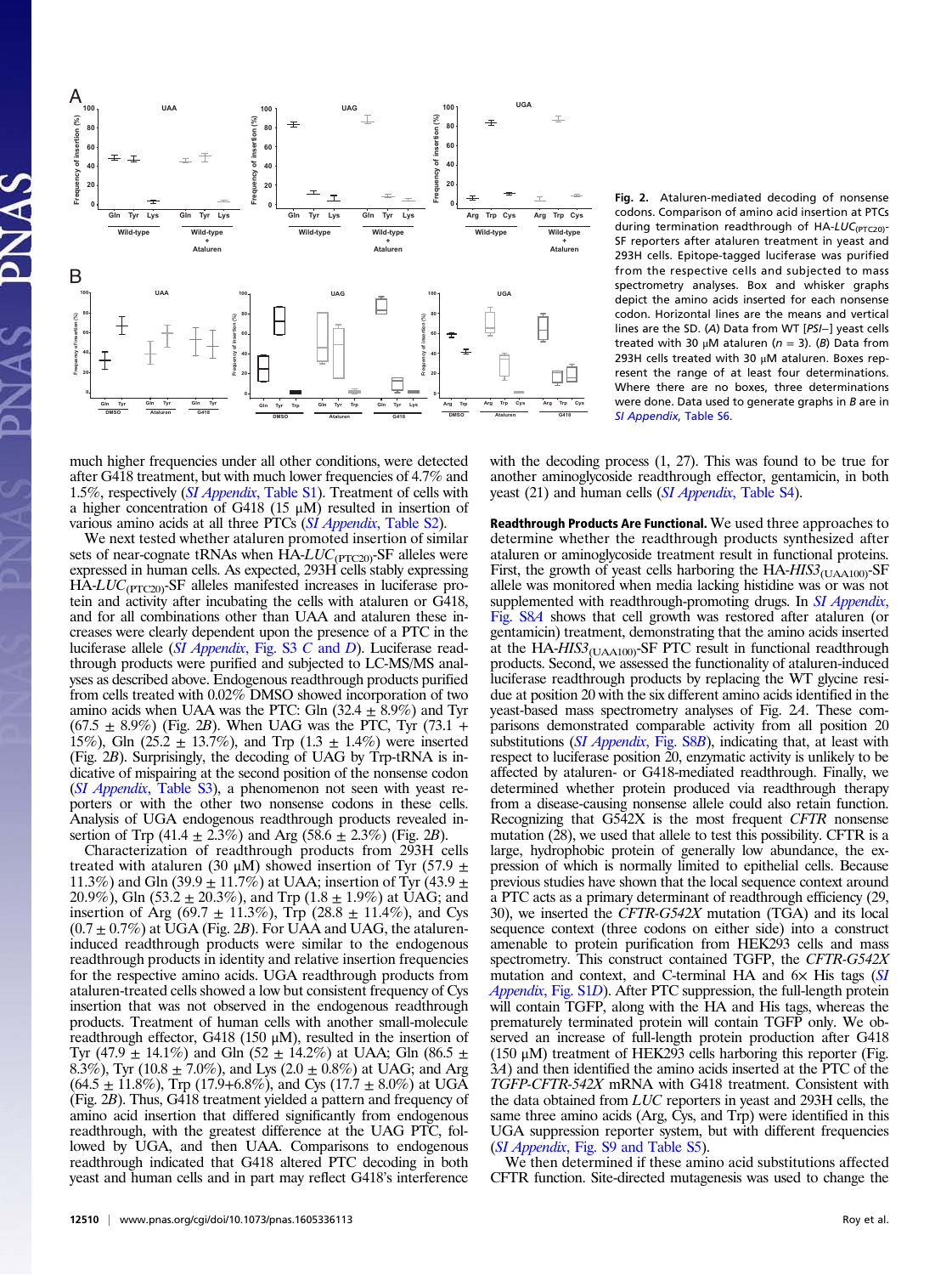A

UAA

Frequency of insertion (%)

100
80
60
40
20
0

Gln Tyr Lys
Wild-type

Gln Tyr Lys
Wild-type
+
Ataluren

UAG

Frequency of insertion (%)

Gln Tyr Lys
Wild-type

Gln Tyr Lys
Wild-type
+
Ataluren

UGA

Frequency of insertion (%)

Arg Trp Cys
Wild-type

Arg Trp Cys
Wild-type
+
Ataluren

B

UAA

Frequency of insertion (%)

Gln Tyr
DMSO

Gln Tyr
Ataluren

Gln Tyr
G418

UAG

Gln Tyr Trp
DMSO

Gln Tyr Trp
Ataluren

Gln Tyr Lys
G418

UGA

Arg Trp
DMSO

Arg Trp Cys
Ataluren

Arg Trp Cys
G418

**Fig. 2.** Ataluren-mediated decoding of nonsense codons. Comparison of amino acid insertion at PTCs during termination readthrough of HA-*LUC*$_{(PTC20)}$-SF reporters after ataluren treatment in yeast and 293H cells. Epitope-tagged luciferase was purified from the respective cells and subjected to mass spectrometry analyses. Box and whisker graphs depict the amino acids inserted for each nonsense codon. Horizontal lines are the means and vertical lines are the SD. (*A*) Data from WT [*PSI*−] yeast cells treated with 30 μM ataluren ($n = 3$). (*B*) Data from 293H cells treated with 30 μM ataluren. Boxes represent the range of at least four determinations. Where there are no boxes, three determinations were done. Data used to generate graphs in *B* are in *SI Appendix*, Table S6.

much higher frequencies under all other conditions, were detected after G418 treatment, but with much lower frequencies of 4.7% and 1.5%, respectively (*SI Appendix*, Table S1). Treatment of cells with a higher concentration of G418 (15 μM) resulted in insertion of various amino acids at all three PTCs (*SI Appendix*, Table S2).

We next tested whether ataluren promoted insertion of similar sets of near-cognate tRNAs when HA-*LUC*$_{(PTC20)}$-SF alleles were expressed in human cells. As expected, 293H cells stably expressing HA-*LUC*$_{(PTC20)}$-SF alleles manifested increases in luciferase protein and activity after incubating the cells with ataluren or G418, and for all combinations other than UAA and ataluren these increases were clearly dependent upon the presence of a PTC in the luciferase allele (*SI Appendix*, Fig. S3 *C* and *D*). Luciferase readthrough products were purified and subjected to LC-MS/MS analyses as described above. Endogenous readthrough products purified from cells treated with 0.02% DMSO showed incorporation of two amino acids when UAA was the PTC: Gln (32.4 ± 8.9%) and Tyr (67.5 ± 8.9%) (Fig. 2*B*). When UAG was the PTC, Tyr (73.1 + 15%), Gln (25.2 ± 13.7%), and Trp (1.3 ± 1.4%) were inserted (Fig. 2*B*). Surprisingly, the decoding of UAG by Trp-tRNA is indicative of mispairing at the second position of the nonsense codon (*SI Appendix*, Table S3), a phenomenon not seen with yeast reporters or with the other two nonsense codons in these cells. Analysis of UGA endogenous readthrough products revealed insertion of Trp (41.4 ± 2.3%) and Arg (58.6 ± 2.3%) (Fig. 2*B*).

Characterization of readthrough products from 293H cells treated with ataluren (30 μM) showed insertion of Tyr (57.9 ± 11.3%) and Gln (39.9 ± 11.7%) at UAA; insertion of Tyr (43.9 ± 20.9%), Gln (53.2 ± 20.3%), and Trp (1.8 ± 1.9%) at UAG; and insertion of Arg (69.7 ± 11.3%), Trp (28.8 ± 11.4%), and Cys (0.7 ± 0.7%) at UGA (Fig. 2*B*). For UAA and UAG, the ataluren-induced readthrough products were similar to the endogenous readthrough products in identity and relative insertion frequencies for the respective amino acids. UGA readthrough products from ataluren-treated cells showed a low but consistent frequency of Cys insertion that was not observed in the endogenous readthrough products. Treatment of human cells with another small-molecule readthrough effector, G418 (150 μM), resulted in the insertion of Tyr (47.9 ± 14.1%) and Gln (52 ± 14.2%) at UAA; Gln (86.5 ± 8.3%), Tyr (10.8 ± 7.0%), and Lys (2.0 ± 0.8%) at UAG; and Arg (64.5 ± 11.8%), Trp (17.9+6.8%), and Cys (17.7 ± 8.0%) at UGA (Fig. 2*B*). Thus, G418 treatment yielded a pattern and frequency of amino acid insertion that differed significantly from endogenous readthrough, with the greatest difference at the UAG PTC, followed by UGA, and then UAA. Comparisons to endogenous readthrough indicated that G418 altered PTC decoding in both yeast and human cells and in part may reflect G418's interference with the decoding process (1, 27). This was found to be true for another aminoglycoside readthrough effector, gentamicin, in both yeast (21) and human cells (*SI Appendix*, Table S4).

**Readthrough Products Are Functional.** We used three approaches to determine whether the readthrough products synthesized after ataluren or aminoglycoside treatment result in functional proteins. First, the growth of yeast cells harboring the HA-*HIS3*$_{(UAA100)}$-SF allele was monitored when media lacking histidine was or was not supplemented with readthrough-promoting drugs. In *SI Appendix*, Fig. S8*A* shows that cell growth was restored after ataluren (or gentamicin) treatment, demonstrating that the amino acids inserted at the HA-*HIS3*$_{(UAA100)}$-SF PTC result in functional readthrough products. Second, we assessed the functionality of ataluren-induced luciferase readthrough products by replacing the WT glycine residue at position 20 with the six different amino acids identified in the yeast-based mass spectrometry analyses of Fig. 2*A*. These comparisons demonstrated comparable activity from all position 20 substitutions (*SI Appendix*, Fig. S8*B*), indicating that, at least with respect to luciferase position 20, enzymatic activity is unlikely to be affected by ataluren- or G418-mediated readthrough. Finally, we determined whether protein produced via readthrough therapy from a disease-causing nonsense allele could also retain function. Recognizing that G542X is the most frequent *CFTR* nonsense mutation (28), we used that allele to test this possibility. CFTR is a large, hydrophobic protein of generally low abundance, the expression of which is normally limited to epithelial cells. Because previous studies have shown that the local sequence context around a PTC acts as a primary determinant of readthrough efficiency (29, 30), we inserted the *CFTR-G542X* mutation (TGA) and its local sequence context (three codons on either side) into a construct amenable to protein purification from HEK293 cells and mass spectrometry. This construct contained TGFP, the *CFTR-G542X* mutation and context, and C-terminal HA and 6× His tags (*SI Appendix*, Fig. S1*D*). After PTC suppression, the full-length protein will contain TGFP, along with the HA and His tags, whereas the prematurely terminated protein will contain TGFP only. We observed an increase of full-length protein production after G418 (150 μM) treatment of HEK293 cells harboring this reporter (Fig. 3*A*) and then identified the amino acids inserted at the PTC of the *TGFP-CFTR-542X* mRNA with G418 treatment. Consistent with the data obtained from *LUC* reporters in yeast and 293H cells, the same three amino acids (Arg, Cys, and Trp) were identified in this UGA suppression reporter system, but with different frequencies (*SI Appendix*, Fig. S9 and Table S5).

We then determined if these amino acid substitutions affected CFTR function. Site-directed mutagenesis was used to change the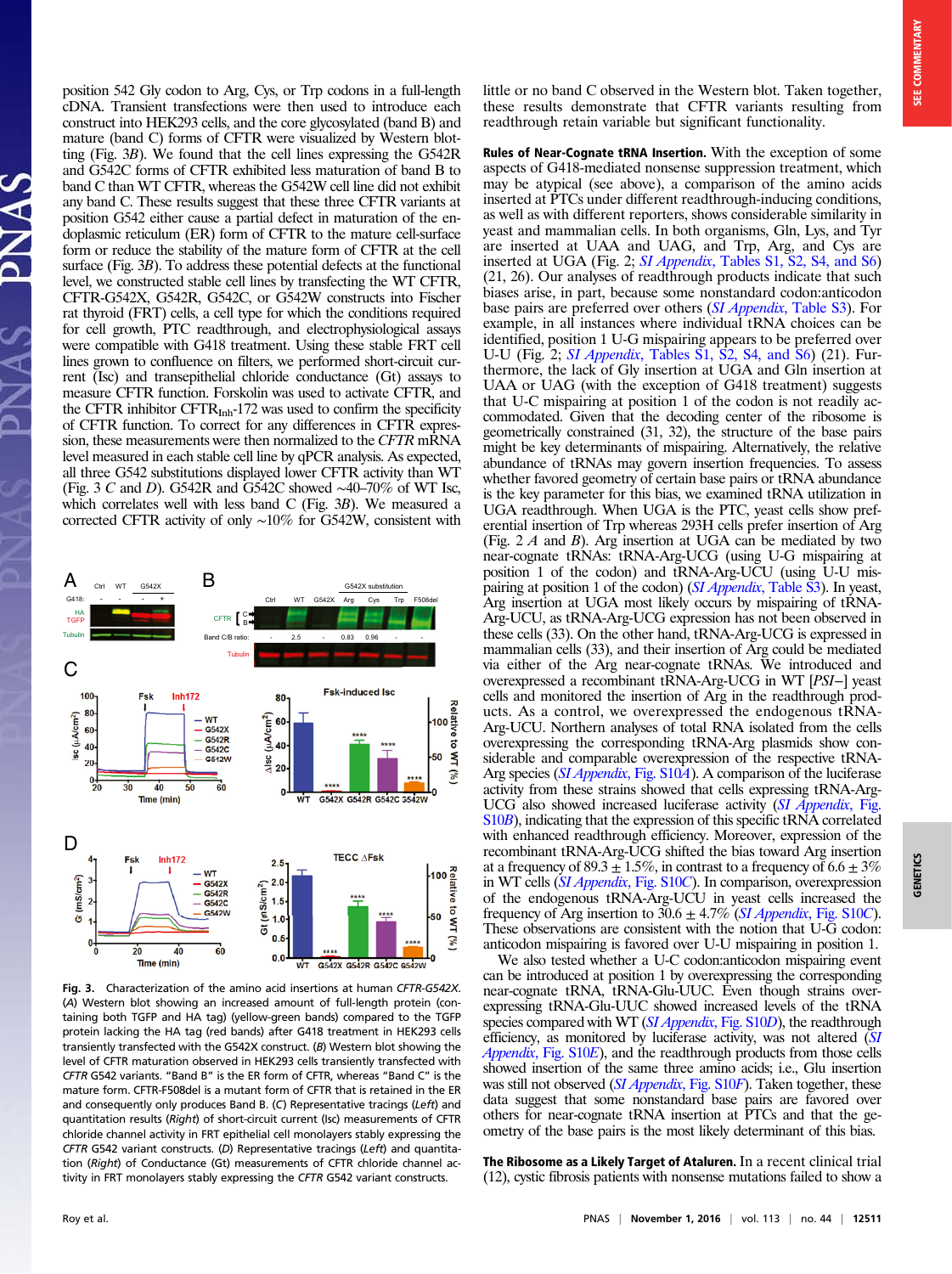position 542 Gly codon to Arg, Cys, or Trp codons in a full-length cDNA. Transient transfections were then used to introduce each construct into HEK293 cells, and the core glycosylated (band B) and mature (band C) forms of CFTR were visualized by Western blotting (Fig. 3*B*). We found that the cell lines expressing the G542R and G542C forms of CFTR exhibited less maturation of band B to band C than WT CFTR, whereas the G542W cell line did not exhibit any band C. These results suggest that these three CFTR variants at position G542 either cause a partial defect in maturation of the endoplasmic reticulum (ER) form of CFTR to the mature cell-surface form or reduce the stability of the mature form of CFTR at the cell surface (Fig. 3*B*). To address these potential defects at the functional level, we constructed stable cell lines by transfecting the WT CFTR, CFTR-G542X, G542R, G542C, or G542W constructs into Fischer rat thyroid (FRT) cells, a cell type for which the conditions required for cell growth, PTC readthrough, and electrophysiological assays were compatible with G418 treatment. Using these stable FRT cell lines grown to confluence on filters, we performed short-circuit current (Isc) and transepithelial chloride conductance (Gt) assays to measure CFTR function. Forskolin was used to activate CFTR, and the CFTR inhibitor $\text{CFTR}_{\text{Inh}}$-172 was used to confirm the specificity of CFTR function. To correct for any differences in CFTR expression, these measurements were then normalized to the *CFTR* mRNA level measured in each stable cell line by qPCR analysis. As expected, all three G542 substitutions displayed lower CFTR activity than WT (Fig. 3 *C* and *D*). G542R and G542C showed ~40–70% of WT Isc, which correlates well with less band C (Fig. 3*B*). We measured a corrected CFTR activity of only ~10% for G542W, consistent with little or no band C observed in the Western blot. Taken together, these results demonstrate that CFTR variants resulting from readthrough retain variable but significant functionality.

A
Ctrl WT G542X
G418: - - - +
HA TGFP
Tubulin

B
G542X substitution
Ctrl WT G542X Arg Cys Trp F508del
CFTR C B
Band C/B ratio: - 2.5 - 0.83 0.96 - -
Tubulin

C
Fsk Inh172
Isc (μA/cm²)
Time (min)
WT G542X G542R G542C G542W
Fsk-induced Isc
ΔIsc (μA/cm²)
Relative to WT (%)
**** **** **** ****
WT G542X G542R G542C G542W

D
Fsk Inh172
G (mS/cm²)
Time (min)
WT G542X G542R G542C G542W
TECC ΔFsk
Gt (mS/cm²)
Relative to WT (%)
**** **** **** ****
WT G542X G542R G542C G542W

**Fig. 3.** Characterization of the amino acid insertions at human *CFTR-G542X*. (*A*) Western blot showing an increased amount of full-length protein (containing both TGFP and HA tag) (yellow-green bands) compared to the TGFP protein lacking the HA tag (red bands) after G418 treatment in HEK293 cells transiently transfected with the G542X construct. (*B*) Western blot showing the level of CFTR maturation observed in HEK293 cells transiently transfected with *CFTR* G542 variants. "Band B" is the ER form of CFTR, whereas "Band C" is the mature form. CFTR-F508del is a mutant form of CFTR that is retained in the ER and consequently only produces Band B. (*C*) Representative tracings (*Left*) and quantitation results (*Right*) of short-circuit current (Isc) measurements of CFTR chloride channel activity in FRT epithelial cell monolayers stably expressing the *CFTR* G542 variant constructs. (*D*) Representative tracings (*Left*) and quantitation (*Right*) of Conductance (Gt) measurements of CFTR chloride channel activity in FRT monolayers stably expressing the *CFTR* G542 variant constructs.

**Rules of Near-Cognate tRNA Insertion.** With the exception of some aspects of G418-mediated nonsense suppression treatment, which may be atypical (see above), a comparison of the amino acids inserted at PTCs under different readthrough-inducing conditions, as well as with different reporters, shows considerable similarity in yeast and mammalian cells. In both organisms, Gln, Lys, and Tyr are inserted at UAA and UAG, and Trp, Arg, and Cys are inserted at UGA (Fig. 2; *SI Appendix*, Tables S1, S2, S4, and S6) (21, 26). Our analyses of readthrough products indicate that such biases arise, in part, because some nonstandard codon:anticodon base pairs are preferred over others (*SI Appendix*, Table S3). For example, in all instances where individual tRNA choices can be identified, position 1 U-G mispairing appears to be preferred over U-U (Fig. 2; *SI Appendix*, Tables S1, S2, S4, and S6) (21). Furthermore, the lack of Gly insertion at UGA and Gln insertion at UAA or UAG (with the exception of G418 treatment) suggests that U-C mispairing at position 1 of the codon is not readily accommodated. Given that the decoding center of the ribosome is geometrically constrained (31, 32), the structure of the base pairs might be key determinants of mispairing. Alternatively, the relative abundance of tRNAs may govern insertion frequencies. To assess whether favored geometry of certain base pairs or tRNA abundance is the key parameter for this bias, we examined tRNA utilization in UGA readthrough. When UGA is the PTC, yeast cells show preferential insertion of Trp whereas 293H cells prefer insertion of Arg (Fig. 2 *A* and *B*). Arg insertion at UGA can be mediated by two near-cognate tRNAs: tRNA-Arg-UCG (using U-G mispairing at position 1 of the codon) and tRNA-Arg-UCU (using U-U mispairing at position 1 of the codon) (*SI Appendix*, Table S3). In yeast, Arg insertion at UGA most likely occurs by mispairing of tRNA-Arg-UCU, as tRNA-Arg-UCG expression has not been observed in these cells (33). On the other hand, tRNA-Arg-UCG is expressed in mammalian cells (33), and their insertion of Arg could be mediated via either of the Arg near-cognate tRNAs. We introduced and overexpressed a recombinant tRNA-Arg-UCG in WT [*PSI*–] yeast cells and monitored the insertion of Arg in the readthrough products. As a control, we overexpressed the endogenous tRNA-Arg-UCU. Northern analyses of total RNA isolated from the cells overexpressing the corresponding tRNA-Arg plasmids show considerable and comparable overexpression of the respective tRNA-Arg species (*SI Appendix*, Fig. S10*A*). A comparison of the luciferase activity from these strains showed that cells expressing tRNA-Arg-UCG also showed increased luciferase activity (*SI Appendix*, Fig. S10*B*), indicating that the expression of this specific tRNA correlated with enhanced readthrough efficiency. Moreover, expression of the recombinant tRNA-Arg-UCG shifted the bias toward Arg insertion at a frequency of 89.3 ± 1.5%, in contrast to a frequency of 6.6 ± 3% in WT cells (*SI Appendix*, Fig. S10*C*). In comparison, overexpression of the endogenous tRNA-Arg-UCU in yeast cells increased the frequency of Arg insertion to 30.6 ± 4.7% (*SI Appendix*, Fig. S10*C*). These observations are consistent with the notion that U-G codon: anticodon mispairing is favored over U-U mispairing in position 1.

We also tested whether a U-C codon:anticodon mispairing event can be introduced at position 1 by overexpressing the corresponding near-cognate tRNA, tRNA-Glu-UUC. Even though strains overexpressing tRNA-Glu-UUC showed increased levels of the tRNA species compared with WT (*SI Appendix*, Fig. S10*D*), the readthrough efficiency, as monitored by luciferase activity, was not altered (*SI Appendix*, Fig. S10*E*), and the readthrough products from those cells showed insertion of the same three amino acids; i.e., Glu insertion was still not observed (*SI Appendix*, Fig. S10*F*). Taken together, these data suggest that some nonstandard base pairs are favored over others for near-cognate tRNA insertion at PTCs and that the geometry of the base pairs is the most likely determinant of this bias.

**The Ribosome as a Likely Target of Ataluren.** In a recent clinical trial (12), cystic fibrosis patients with nonsense mutations failed to show a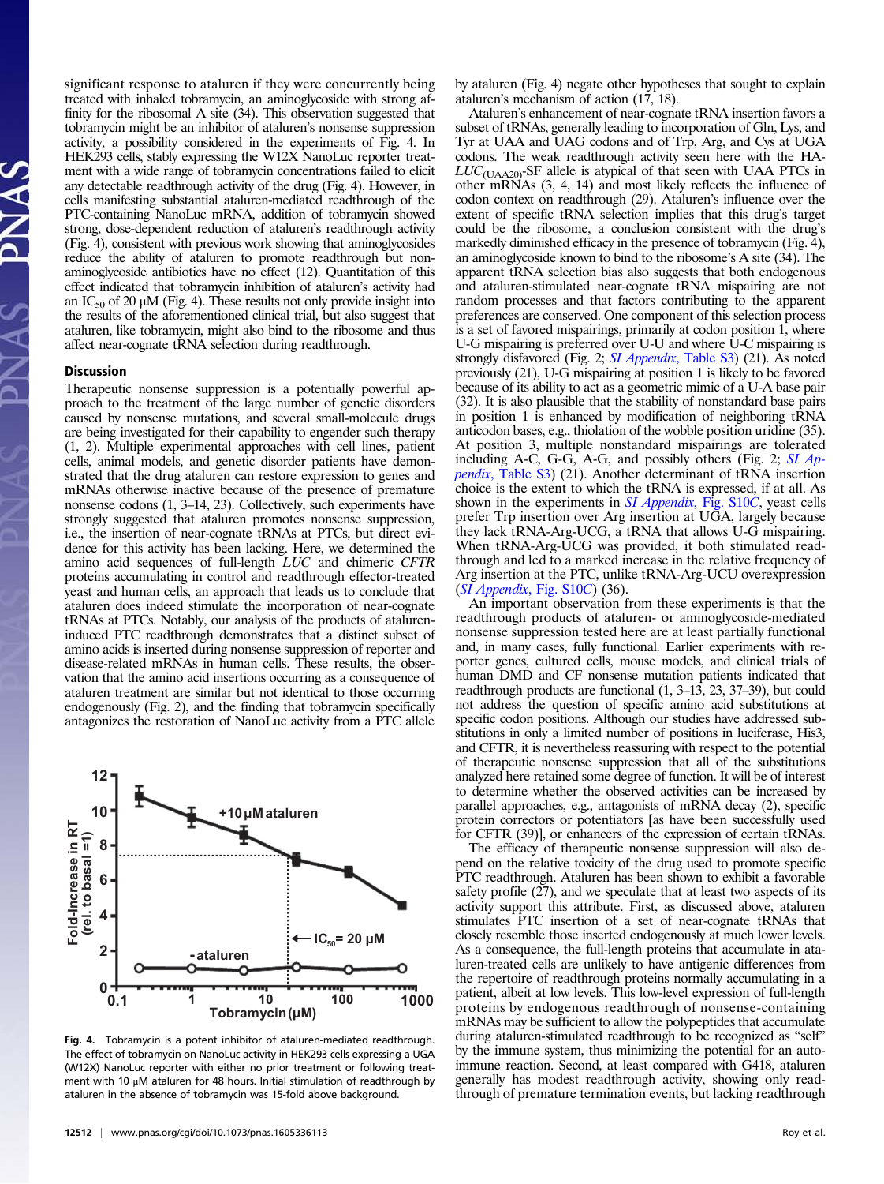significant response to ataluren if they were concurrently being treated with inhaled tobramycin, an aminoglycoside with strong affinity for the ribosomal A site (34). This observation suggested that tobramycin might be an inhibitor of ataluren's nonsense suppression activity, a possibility considered in the experiments of Fig. 4. In HEK293 cells, stably expressing the W12X NanoLuc reporter treatment with a wide range of tobramycin concentrations failed to elicit any detectable readthrough activity of the drug (Fig. 4). However, in cells manifesting substantial ataluren-mediated readthrough of the PTC-containing NanoLuc mRNA, addition of tobramycin showed strong, dose-dependent reduction of ataluren's readthrough activity (Fig. 4), consistent with previous work showing that aminoglycosides reduce the ability of ataluren to promote readthrough but non-aminoglycoside antibiotics have no effect (12). Quantitation of this effect indicated that tobramycin inhibition of ataluren's activity had an $IC_{50}$ of 20 μM (Fig. 4). These results not only provide insight into the results of the aforementioned clinical trial, but also suggest that ataluren, like tobramycin, might also bind to the ribosome and thus affect near-cognate tRNA selection during readthrough.

## Discussion

Therapeutic nonsense suppression is a potentially powerful approach to the treatment of the large number of genetic disorders caused by nonsense mutations, and several small-molecule drugs are being investigated for their capability to engender such therapy (1, 2). Multiple experimental approaches with cell lines, patient cells, animal models, and genetic disorder patients have demonstrated that the drug ataluren can restore expression to genes and mRNAs otherwise inactive because of the presence of premature nonsense codons (1, 3–14, 23). Collectively, such experiments have strongly suggested that ataluren promotes nonsense suppression, i.e., the insertion of near-cognate tRNAs at PTCs, but direct evidence for this activity has been lacking. Here, we determined the amino acid sequences of full-length *LUC* and chimeric *CFTR* proteins accumulating in control and readthrough effector-treated yeast and human cells, an approach that leads us to conclude that ataluren does indeed stimulate the incorporation of near-cognate tRNAs at PTCs. Notably, our analysis of the products of ataluren-induced PTC readthrough demonstrates that a distinct subset of amino acids is inserted during nonsense suppression of reporter and disease-related mRNAs in human cells. These results, the observation that the amino acid insertions occurring as a consequence of ataluren treatment are similar but not identical to those occurring endogenously (Fig. 2), and the finding that tobramycin specifically antagonizes the restoration of NanoLuc activity from a PTC allele by ataluren (Fig. 4) negate other hypotheses that sought to explain ataluren's mechanism of action (17, 18).

12
10
8
6
4
2
0
Fold-Increase in RT (rel. to basal =1)
+10 μM ataluren
-ataluren
← $IC_{50}$= 20 μM
0.1
1
10
100
1000
Tobramycin (μM)

**Fig. 4.** Tobramycin is a potent inhibitor of ataluren-mediated readthrough. The effect of tobramycin on NanoLuc activity in HEK293 cells expressing a UGA (W12X) NanoLuc reporter with either no prior treatment or following treatment with 10 μM ataluren for 48 hours. Initial stimulation of readthrough by ataluren in the absence of tobramycin was 15-fold above background.

Ataluren's enhancement of near-cognate tRNA insertion favors a subset of tRNAs, generally leading to incorporation of Gln, Lys, and Tyr at UAA and UAG codons and of Trp, Arg, and Cys at UGA codons. The weak readthrough activity seen here with the HA-*LUC*$_{(UAA20)}$-SF allele is atypical of that seen with UAA PTCs in other mRNAs (3, 4, 14) and most likely reflects the influence of codon context on readthrough (29). Ataluren's influence over the extent of specific tRNA selection implies that this drug's target could be the ribosome, a conclusion consistent with the drug's markedly diminished efficacy in the presence of tobramycin (Fig. 4), an aminoglycoside known to bind to the ribosome's A site (34). The apparent tRNA selection bias also suggests that both endogenous and ataluren-stimulated near-cognate tRNA mispairing are not random processes and that factors contributing to the apparent preferences are conserved. One component of this selection process is a set of favored mispairings, primarily at codon position 1, where U-G mispairing is preferred over U-U and where U-C mispairing is strongly disfavored (Fig. 2; *SI Appendix*, Table S3) (21). As noted previously (21), U-G mispairing at position 1 is likely to be favored because of its ability to act as a geometric mimic of a U-A base pair (32). It is also plausible that the stability of nonstandard base pairs in position 1 is enhanced by modification of neighboring tRNA anticodon bases, e.g., thiolation of the wobble position uridine (35). At position 3, multiple nonstandard mispairings are tolerated including A-C, G-G, A-G, and possibly others (Fig. 2; *SI Appendix*, Table S3) (21). Another determinant of tRNA insertion choice is the extent to which the tRNA is expressed, if at all. As shown in the experiments in *SI Appendix*, Fig. S10*C*, yeast cells prefer Trp insertion over Arg insertion at UGA, largely because they lack tRNA-Arg-UCG, a tRNA that allows U-G mispairing. When tRNA-Arg-UCG was provided, it both stimulated readthrough and led to a marked increase in the relative frequency of Arg insertion at the PTC, unlike tRNA-Arg-UCU overexpression (*SI Appendix*, Fig. S10*C*) (36).

An important observation from these experiments is that the readthrough products of ataluren- or aminoglycoside-mediated nonsense suppression tested here are at least partially functional and, in many cases, fully functional. Earlier experiments with reporter genes, cultured cells, mouse models, and clinical trials of human DMD and CF nonsense mutation patients indicated that readthrough products are functional (1, 3–13, 23, 37–39), but could not address the question of specific amino acid substitutions at specific codon positions. Although our studies have addressed substitutions in only a limited number of positions in luciferase, His3, and CFTR, it is nevertheless reassuring with respect to the potential of therapeutic nonsense suppression that all of the substitutions analyzed here retained some degree of function. It will be of interest to determine whether the observed activities can be increased by parallel approaches, e.g., antagonists of mRNA decay (2), specific protein correctors or potentiators [as have been successfully used for CFTR (39)], or enhancers of the expression of certain tRNAs.

The efficacy of therapeutic nonsense suppression will also depend on the relative toxicity of the drug used to promote specific PTC readthrough. Ataluren has been shown to exhibit a favorable safety profile (27), and we speculate that at least two aspects of its activity support this attribute. First, as discussed above, ataluren stimulates PTC insertion of a set of near-cognate tRNAs that closely resemble those inserted endogenously at much lower levels. As a consequence, the full-length proteins that accumulate in ataluren-treated cells are unlikely to have antigenic differences from the repertoire of readthrough proteins normally accumulating in a patient, albeit at low levels. This low-level expression of full-length proteins by endogenous readthrough of nonsense-containing mRNAs may be sufficient to allow the polypeptides that accumulate during ataluren-stimulated readthrough to be recognized as "self" by the immune system, thus minimizing the potential for an autoimmune reaction. Second, at least compared with G418, ataluren generally has modest readthrough activity, showing only readthrough of premature termination events, but lacking readthrough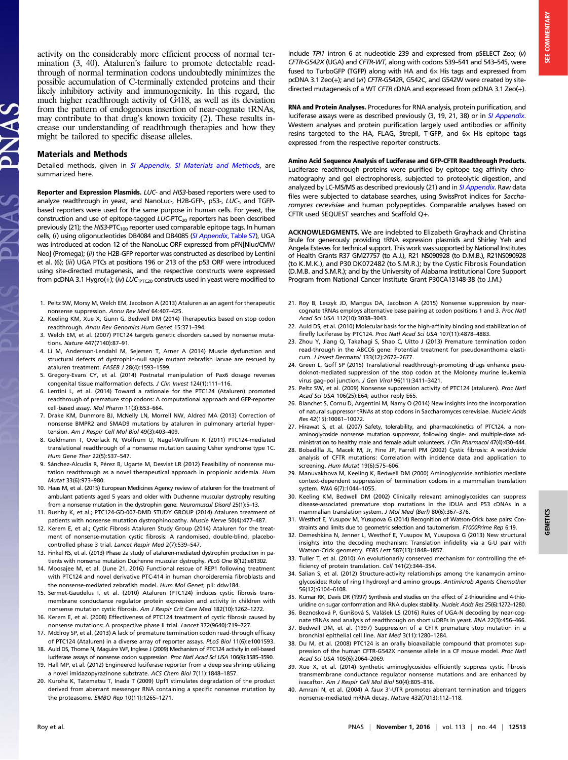activity on the considerably more efficient process of normal termination (3, 40). Ataluren's failure to promote detectable readthrough of normal termination codons undoubtedly minimizes the possible accumulation of C-terminally extended proteins and their likely inhibitory activity and immunogenicity. In this regard, the much higher readthrough activity of G418, as well as its deviation from the pattern of endogenous insertion of near-cognate tRNAs, may contribute to that drug's known toxicity (2). These results increase our understanding of readthrough therapies and how they might be tailored to specific disease alleles.

## Materials and Methods

Detailed methods, given in *SI Appendix*, *SI Materials and Methods*, are summarized here.

**Reporter and Expression Plasmids.** *LUC*- and *HIS3*-based reporters were used to analyze readthrough in yeast, and NanoLuc-, H2B-GFP-, p53-, *LUC*-, and TGFP-based reporters were used for the same purpose in human cells. For yeast, the construction and use of epitope-tagged *LUC*-PTC$_{20}$ reporters has been described previously (21); the *HIS3*-PTC$_{100}$ reporter used comparable epitope tags. In human cells, (*i*) using oligonucleotides DB4084 and DB4085 (*SI Appendix*, Table S7), UGA was introduced at codon 12 of the NanoLuc ORF expressed from pFN[Nluc/CMV/Neo] (Promega); (*ii*) the H2B-GFP reporter was constructed as described by Lentini et al. (6); (*iii*) UGA PTCs at positions 196 or 213 of the p53 ORF were introduced using site-directed mutagenesis, and the respective constructs were expressed from pcDNA 3.1 Hygro(+); (*iv*) *LUC*-$_{PTC20}$ constructs used in yeast were modified to include *TPI1* intron 6 at nucleotide 239 and expressed from pSELECT Zeo; (*v*) *CFTR-G542X* (UGA) and *CFTR-WT*, along with codons 539–541 and 543–545, were fused to TurboGFP (TGFP) along with HA and 6× His tags and expressed from pcDNA 3.1 Zeo(+); and (*vi*) *CFTR*-G542R, G542C, and G542W were created by site-directed mutagenesis of a WT *CFTR* cDNA and expressed from pcDNA 3.1 Zeo(+).

**RNA and Protein Analyses.** Procedures for RNA analysis, protein purification, and luciferase assays were as described previously (3, 19, 21, 38) or in *SI Appendix*. Western analyses and protein purification largely used antibodies or affinity resins targeted to the HA, FLAG, StrepII, T-GFP, and 6× His epitope tags expressed from the respective reporter constructs.

**Amino Acid Sequence Analysis of Luciferase and GFP-CFTR Readthrough Products.** Luciferase readthrough proteins were purified by epitope tag affinity chromatography and gel electrophoresis, subjected to proteolytic digestion, and analyzed by LC-MS/MS as described previously (21) and in *SI Appendix*. Raw data files were subjected to database searches, using SwissProt indices for *Saccharomyces cerevisiae* and human polypeptides. Comparable analyses based on CFTR used SEQUEST searches and Scaffold Q+.

**ACKNOWLEDGMENTS.** We are indebted to Elizabeth Grayhack and Christina Brule for generously providing tRNA expression plasmids and Shirley Yeh and Angela Esteves for technical support. This work was supported by National Institutes of Health Grants R37 GM27757 (to A.J.), R21 NS090928 (to D.M.B.), R21NS090928 (to K.M.K.), and P30 DK072482 (to S.M.R.); by the Cystic Fibrosis Foundation (D.M.B. and S.M.R.); and by the University of Alabama Institutional Core Support Program from National Cancer Institute Grant P30CA13148-38 (to J.M.).

1. Peltz SW, Morsy M, Welch EM, Jacobson A (2013) Ataluren as an agent for therapeutic nonsense suppression. *Annu Rev Med* 64:407–425.
2. Keeling KM, Xue X, Gunn G, Bedwell DM (2014) Therapeutics based on stop codon readthrough. *Annu Rev Genomics Hum Genet* 15:371–394.
3. Welch EM, et al. (2007) PTC124 targets genetic disorders caused by nonsense mutations. *Nature* 447(7140):87–91.
4. Li M, Andersson-Lendahl M, Sejersen T, Arner A (2014) Muscle dysfunction and structural defects of dystrophin-null sapje mutant zebrafish larvae are rescued by ataluren treatment. *FASEB J* 28(4):1593–1599.
5. Gregory-Evans CY, et al. (2014) Postnatal manipulation of Pax6 dosage reverses congenital tissue malformation defects. *J Clin Invest* 124(1):111–116.
6. Lentini L, et al. (2014) Toward a rationale for the PTC124 (Ataluren) promoted readthrough of premature stop codons: A computational approach and GFP-reporter cell-based assay. *Mol Pharm* 11(3):653–664.
7. Drake KM, Dunmore BJ, McNelly LN, Morrell NW, Aldred MA (2013) Correction of nonsense BMPR2 and SMAD9 mutations by ataluren in pulmonary arterial hypertension. *Am J Respir Cell Mol Biol* 49(3):403–409.
8. Goldmann T, Overlack N, Wolfrum U, Nagel-Wolfrum K (2011) PTC124-mediated translational readthrough of a nonsense mutation causing Usher syndrome type 1C. *Hum Gene Ther* 22(5):537–547.
9. Sánchez-Alcudia R, Pérez B, Ugarte M, Desviat LR (2012) Feasibility of nonsense mutation readthrough as a novel therapeutical approach in propionic acidemia. *Hum Mutat* 33(6):973–980.
10. Haas M, et al. (2015) European Medicines Agency review of ataluren for the treatment of ambulant patients aged 5 years and older with Duchenne muscular dystrophy resulting from a nonsense mutation in the dystrophin gene. *Neuromuscul Disord* 25(1):5–13.
11. Bushby K, et al.; PTC124-GD-007-DMD STUDY GROUP (2014) Ataluren treatment of patients with nonsense mutation dystrophinopathy. *Muscle Nerve* 50(4):477–487.
12. Kerem E, et al.; Cystic Fibrosis Ataluren Study Group (2014) Ataluren for the treatment of nonsense-mutation cystic fibrosis: A randomised, double-blind, placebo-controlled phase 3 trial. *Lancet Respir Med* 2(7):539–547.
13. Finkel RS, et al. (2013) Phase 2a study of ataluren-mediated dystrophin production in patients with nonsense mutation Duchenne muscular dystrophy. *PLoS One* 8(12):e81302.
14. Moosajee M, et al. (June 21, 2016) Functional rescue of REP1 following treatment with PTC124 and novel derivative PTC-414 in human choroideremia fibroblasts and the nonsense-mediated zebrafish model. *Hum Mol Genet*, pii: ddw184.
15. Sermet-Gaudelus I, et al. (2010) Ataluren (PTC124) induces cystic fibrosis transmembrane conductance regulator protein expression and activity in children with nonsense mutation cystic fibrosis. *Am J Respir Crit Care Med* 182(10):1262–1272.
16. Kerem E, et al. (2008) Effectiveness of PTC124 treatment of cystic fibrosis caused by nonsense mutations: A prospective phase II trial. *Lancet* 372(9640):719–727.
17. McElroy SP, et al. (2013) A lack of premature termination codon read-through efficacy of PTC124 (Ataluren) in a diverse array of reporter assays. *PLoS Biol* 11(6):e1001593.
18. Auld DS, Thorne N, Maguire WF, Inglese J (2009) Mechanism of PTC124 activity in cell-based luciferase assays of nonsense codon suppression. *Proc Natl Acad Sci USA* 106(9):3585–3590.
19. Hall MP, et al. (2012) Engineered luciferase reporter from a deep sea shrimp utilizing a novel imidazopyrazinone substrate. *ACS Chem Biol* 7(11):1848–1857.
20. Kuroha K, Tatematsu T, Inada T (2009) Upf1 stimulates degradation of the product derived from aberrant messenger RNA containing a specific nonsense mutation by the proteasome. *EMBO Rep* 10(11):1265–1271.
21. Roy B, Leszyk JD, Mangus DA, Jacobson A (2015) Nonsense suppression by near-cognate tRNAs employs alternative base pairing at codon positions 1 and 3. *Proc Natl Acad Sci USA* 112(10):3038–3043.
22. Auld DS, et al. (2010) Molecular basis for the high-affinity binding and stabilization of firefly luciferase by PTC124. *Proc Natl Acad Sci USA* 107(11):4878–4883.
23. Zhou Y, Jiang Q, Takahagi S, Shao C, Uitto J (2013) Premature termination codon read-through in the ABCC6 gene: Potential treatment for pseudoxanthoma elasticum. *J Invest Dermatol* 133(12):2672–2677.
24. Green L, Goff SP (2015) Translational readthrough-promoting drugs enhance pseudoknot-mediated suppression of the stop codon at the Moloney murine leukemia virus gag–pol junction. *J Gen Virol* 96(11):3411–3421.
25. Peltz SW, et al. (2009) Nonsense suppression activity of PTC124 (ataluren). *Proc Natl Acad Sci USA* 106(25):E64; author reply E65.
26. Blanchet S, Cornu D, Argentini M, Namy O (2014) New insights into the incorporation of natural suppressor tRNAs at stop codons in Saccharomyces cerevisiae. *Nucleic Acids Res* 42(15):10061–10072.
27. Hirawat S, et al. (2007) Safety, tolerability, and pharmacokinetics of PTC124, a nonaminoglycoside nonsense mutation suppressor, following single- and multiple-dose administration to healthy male and female adult volunteers. *J Clin Pharmacol* 47(4):430–444.
28. Bobadilla JL, Macek M, Jr, Fine JP, Farrell PM (2002) Cystic fibrosis: A worldwide analysis of CFTR mutations: Correlation with incidence data and application to screening. *Hum Mutat* 19(6):575–606.
29. Manuvakhova M, Keeling K, Bedwell DM (2000) Aminoglycoside antibiotics mediate context-dependent suppression of termination codons in a mammalian translation system. *RNA* 6(7):1044–1055.
30. Keeling KM, Bedwell DM (2002) Clinically relevant aminoglycosides can suppress disease-associated premature stop mutations in the IDUA and P53 cDNAs in a mammalian translation system. *J Mol Med (Berl)* 80(6):367–376.
31. Westhof E, Yusupov M, Yusupova G (2014) Recognition of Watson-Crick base pairs: Constraints and limits due to geometric selection and tautomerism. *F1000Prime Rep* 6:19.
32. Demeshkina N, Jenner L, Westhof E, Yusupov M, Yusupova G (2013) New structural insights into the decoding mechanism: Translation infidelity via a G·U pair with Watson-Crick geometry. *FEBS Lett* 587(13):1848–1857.
33. Tuller T, et al. (2010) An evolutionarily conserved mechanism for controlling the efficiency of protein translation. *Cell* 141(2):344–354.
34. Salian S, et al. (2012) Structure-activity relationships among the kanamycin aminoglycosides: Role of ring I hydroxyl and amino groups. *Antimicrob Agents Chemother* 56(12):6104–6108.
35. Kumar RK, Davis DR (1997) Synthesis and studies on the effect of 2-thiouridine and 4-thiouridine on sugar conformation and RNA duplex stability. *Nucleic Acids Res* 25(6):1272–1280.
36. Beznosková P, Gunišová S, Valášek LS (2016) Rules of UGA-N decoding by near-cognate tRNAs and analysis of readthrough on short uORFs in yeast. *RNA* 22(3):456–466.
37. Bedwell DM, et al. (1997) Suppression of a CFTR premature stop mutation in a bronchial epithelial cell line. *Nat Med* 3(11):1280–1284.
38. Du M, et al. (2008) PTC124 is an orally bioavailable compound that promotes suppression of the human CFTR-G542X nonsense allele in a CF mouse model. *Proc Natl Acad Sci USA* 105(6):2064–2069.
39. Xue X, et al. (2014) Synthetic aminoglycosides efficiently suppress cystic fibrosis transmembrane conductance regulator nonsense mutations and are enhanced by ivacaftor. *Am J Respir Cell Mol Biol* 50(4):805–816.
40. Amrani N, et al. (2004) A *faux* 3′-UTR promotes aberrant termination and triggers nonsense-mediated mRNA decay. *Nature* 432(7013):112–118.